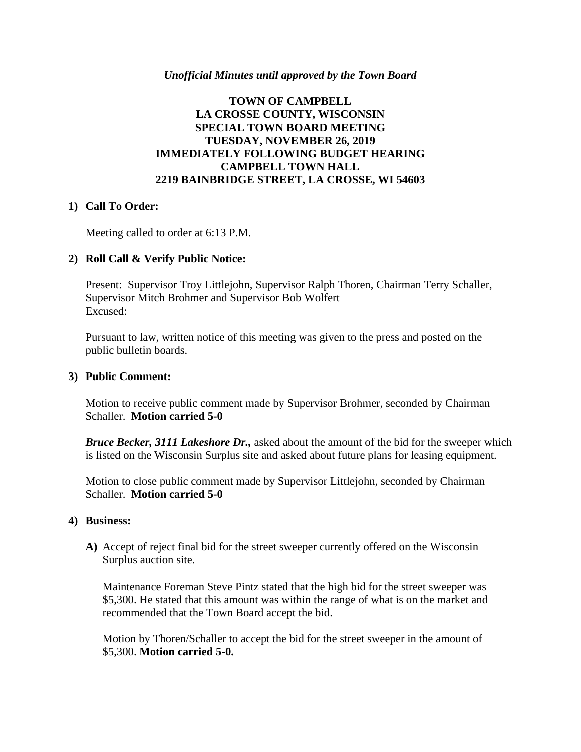*Unofficial Minutes until approved by the Town Board*

**TOWN OF CAMPBELL**
**LA CROSSE COUNTY, WISCONSIN**
**SPECIAL TOWN BOARD MEETING**
**TUESDAY, NOVEMBER 26, 2019**
**IMMEDIATELY FOLLOWING BUDGET HEARING**
**CAMPBELL TOWN HALL**
**2219 BAINBRIDGE STREET, LA CROSSE, WI 54603**

**1) Call To Order:**

Meeting called to order at 6:13 P.M.

**2) Roll Call & Verify Public Notice:**

Present: Supervisor Troy Littlejohn, Supervisor Ralph Thoren, Chairman Terry Schaller, Supervisor Mitch Brohmer and Supervisor Bob Wolfert
Excused:

Pursuant to law, written notice of this meeting was given to the press and posted on the public bulletin boards.

**3) Public Comment:**

Motion to receive public comment made by Supervisor Brohmer, seconded by Chairman Schaller. **Motion carried 5-0**

***Bruce Becker, 3111 Lakeshore Dr.,*** asked about the amount of the bid for the sweeper which is listed on the Wisconsin Surplus site and asked about future plans for leasing equipment.

Motion to close public comment made by Supervisor Littlejohn, seconded by Chairman Schaller. **Motion carried 5-0**

**4) Business:**

**A)** Accept of reject final bid for the street sweeper currently offered on the Wisconsin Surplus auction site.

Maintenance Foreman Steve Pintz stated that the high bid for the street sweeper was $5,300. He stated that this amount was within the range of what is on the market and recommended that the Town Board accept the bid.

Motion by Thoren/Schaller to accept the bid for the street sweeper in the amount of $5,300. **Motion carried 5-0.**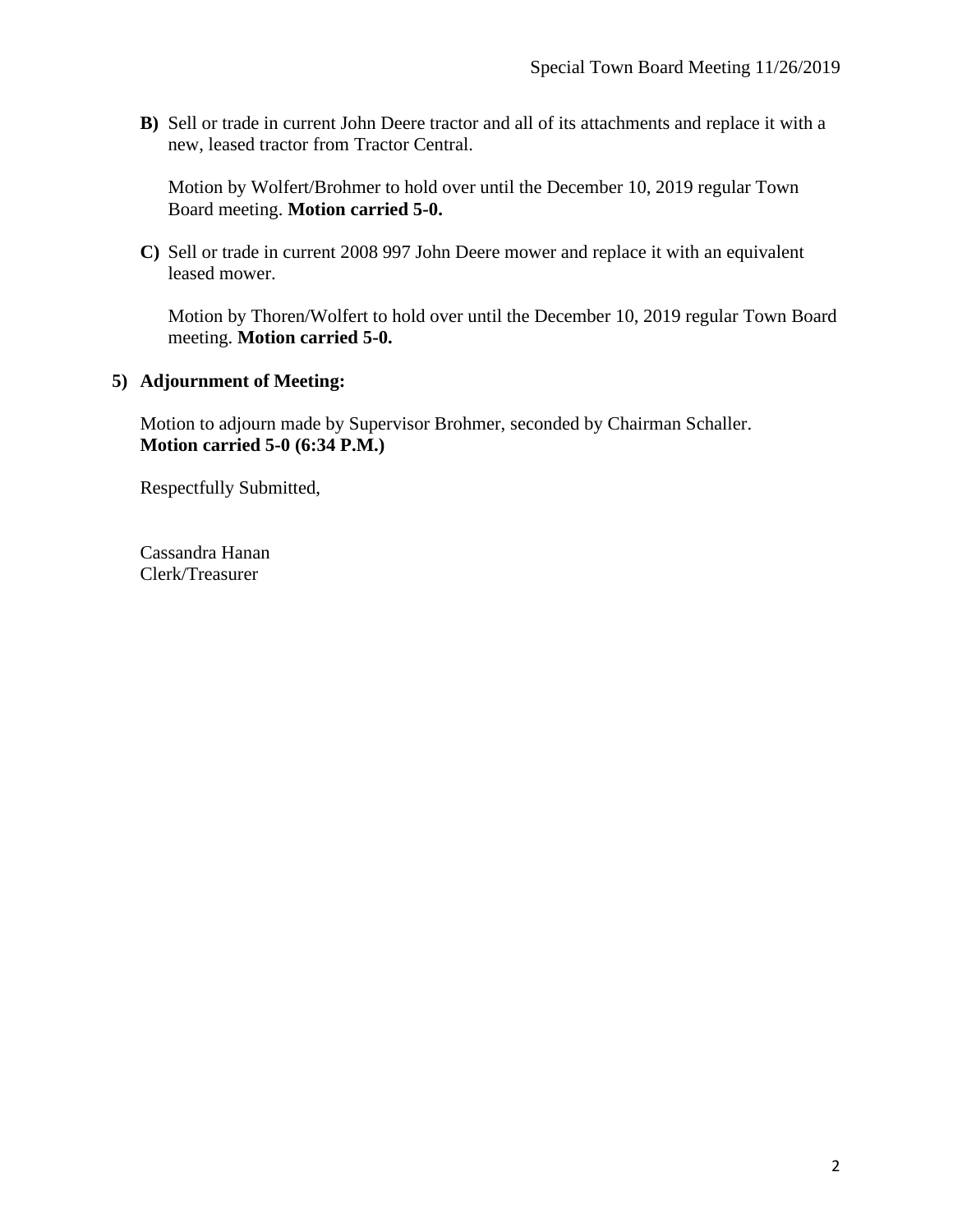**B)** Sell or trade in current John Deere tractor and all of its attachments and replace it with a new, leased tractor from Tractor Central.

Motion by Wolfert/Brohmer to hold over until the December 10, 2019 regular Town Board meeting. **Motion carried 5-0.**

**C)** Sell or trade in current 2008 997 John Deere mower and replace it with an equivalent leased mower.

Motion by Thoren/Wolfert to hold over until the December 10, 2019 regular Town Board meeting. **Motion carried 5-0.**

**5) Adjournment of Meeting:**

Motion to adjourn made by Supervisor Brohmer, seconded by Chairman Schaller.
**Motion carried 5-0 (6:34 P.M.)**

Respectfully Submitted,

Cassandra Hanan
Clerk/Treasurer